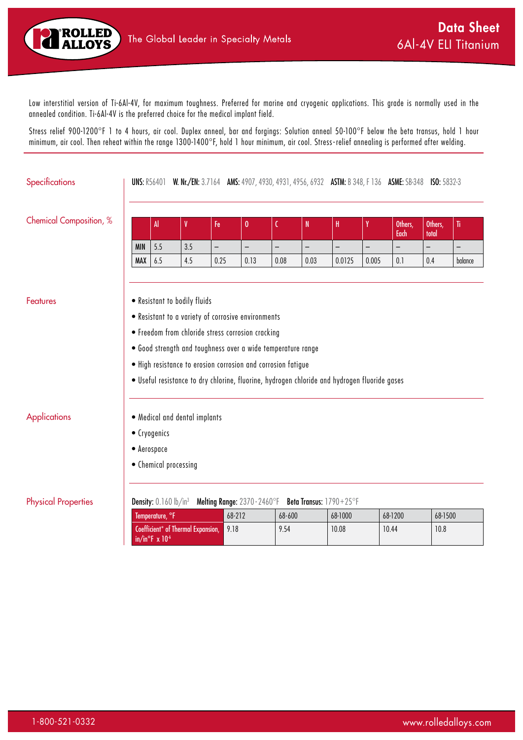# Data Sheet
## 6Al-4V ELI Titanium

Low interstitial version of Ti-6Al-4V, for maximum toughness. Preferred for marine and cryogenic applications. This grade is normally used in the annealed condition. Ti-6Al-4V is the preferred choice for the medical implant field.

Stress relief 900-1200°F 1 to 4 hours, air cool. Duplex anneal, bar and forgings: Solution anneal 50-100°F below the beta transus, hold 1 hour minimum, air cool. Then reheat within the range 1300-1400°F, hold 1 hour minimum, air cool. Stress-relief annealing is performed after welding.

### Specifications

**UNS:** R56401 **W. Nr./EN:** 3.7164 **AMS:** 4907, 4930, 4931, 4956, 6932 **ASTM:** B 348, F 136 **ASME:** SB-348 **ISO:** 5832-3

### Chemical Composition, %

| | Al | V | Fe | O | C | N | H | Y | Others, Each | Others, total | Ti |
|---|---|---|---|---|---|---|---|---|---|---|---|
| MIN | 5.5 | 3.5 | – | – | – | – | – | – | – | – | – |
| MAX | 6.5 | 4.5 | 0.25 | 0.13 | 0.08 | 0.03 | 0.0125 | 0.005 | 0.1 | 0.4 | balance |

### Features

- Resistant to bodily fluids
- Resistant to a variety of corrosive environments
- Freedom from chloride stress corrosion cracking
- Good strength and toughness over a wide temperature range
- High resistance to erosion corrosion and corrosion fatigue
- Useful resistance to dry chlorine, fluorine, hydrogen chloride and hydrogen fluoride gases

### Applications

- Medical and dental implants
- Cryogenics
- Aerospace
- Chemical processing

### Physical Properties

**Density:** 0.160 lb/in$^3$ **Melting Range:** 2370-2460°F **Beta Transus:** 1790+25°F

| Temperature, °F | 68-212 | 68-600 | 68-1000 | 68-1200 | 68-1500 |
|---|---|---|---|---|---|
| Coefficient* of Thermal Expansion, in/in°F x $10^{-6}$ | 9.18 | 9.54 | 10.08 | 10.44 | 10.8 |

1-800-521-0332 www.rolledalloys.com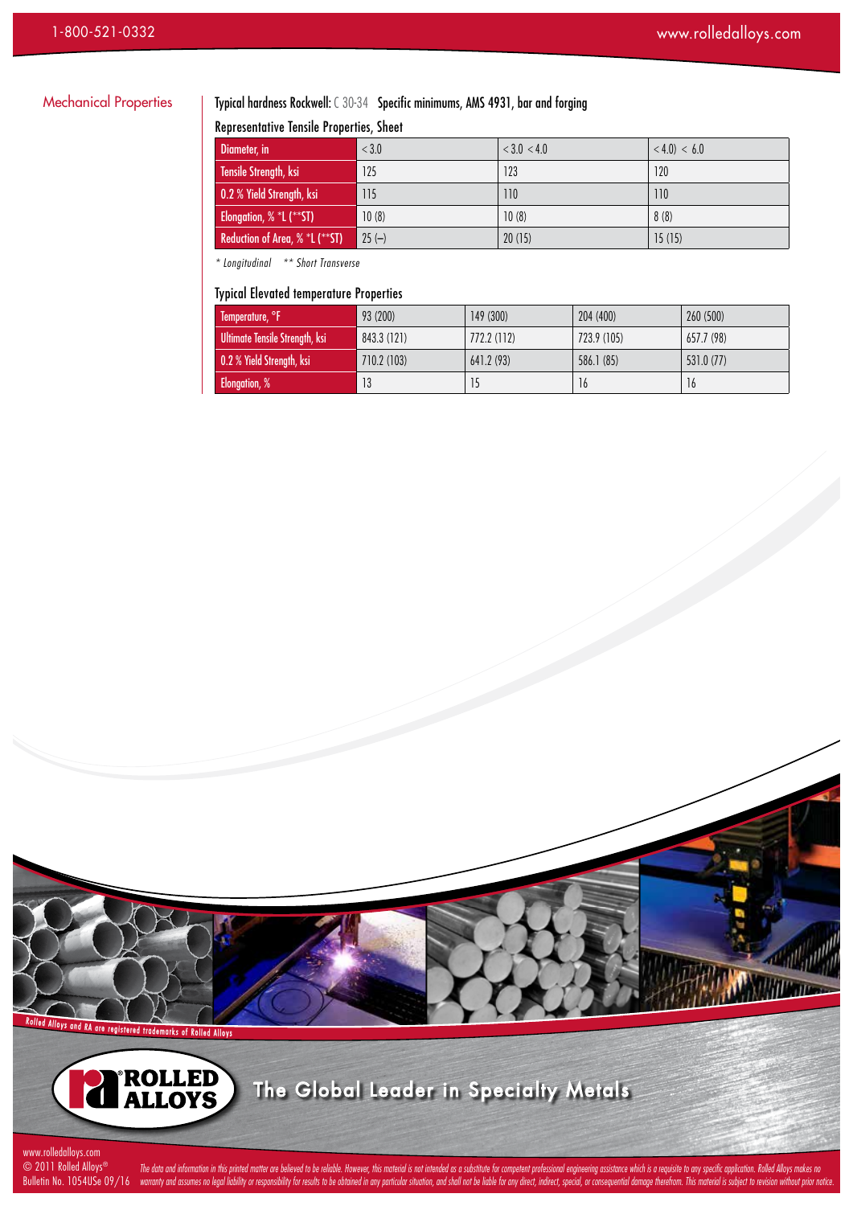## Mechanical Properties

Typical hardness Rockwell: C 30-34 Specific minimums, AMS 4931, bar and forging

### Representative Tensile Properties, Sheet

| Diameter, in | < 3.0 | < 3.0 < 4.0 | < 4.0) < 6.0 |
|---|---|---|---|
| Tensile Strength, ksi | 125 | 123 | 120 |
| 0.2 % Yield Strength, ksi | 115 | 110 | 110 |
| Elongation, % *L (**ST) | 10 (8) | 10 (8) | 8 (8) |
| Reduction of Area, % *L (**ST) | 25 (–) | 20 (15) | 15 (15) |

*\* Longitudinal \*\* Short Transverse*

### Typical Elevated temperature Properties

| Temperature, °F | 93 (200) | 149 (300) | 204 (400) | 260 (500) |
|---|---|---|---|---|
| Ultimate Tensile Strength, ksi | 843.3 (121) | 772.2 (112) | 723.9 (105) | 657.7 (98) |
| 0.2 % Yield Strength, ksi | 710.2 (103) | 641.2 (93) | 586.1 (85) | 531.0 (77) |
| Elongation, % | 13 | 15 | 16 | 16 |

Rolled Alloys and RA are registered trademarks of Rolled Alloys

ROLLED ALLOYS The Global Leader in Specialty Metals

www.rolledalloys.com
© 2011 Rolled Alloys®
Bulletin No. 1054USe 09/16

*The data and information in this printed matter are believed to be reliable. However, this material is not intended as a substitute for competent professional engineering assistance which is a requisite to any specific application. Rolled Alloys makes no warranty and assumes no legal liability or responsibility for results to be obtained in any particular situation, and shall not be liable for any direct, indirect, special, or consequential damage therefrom. This material is subject to revision without prior notice.*